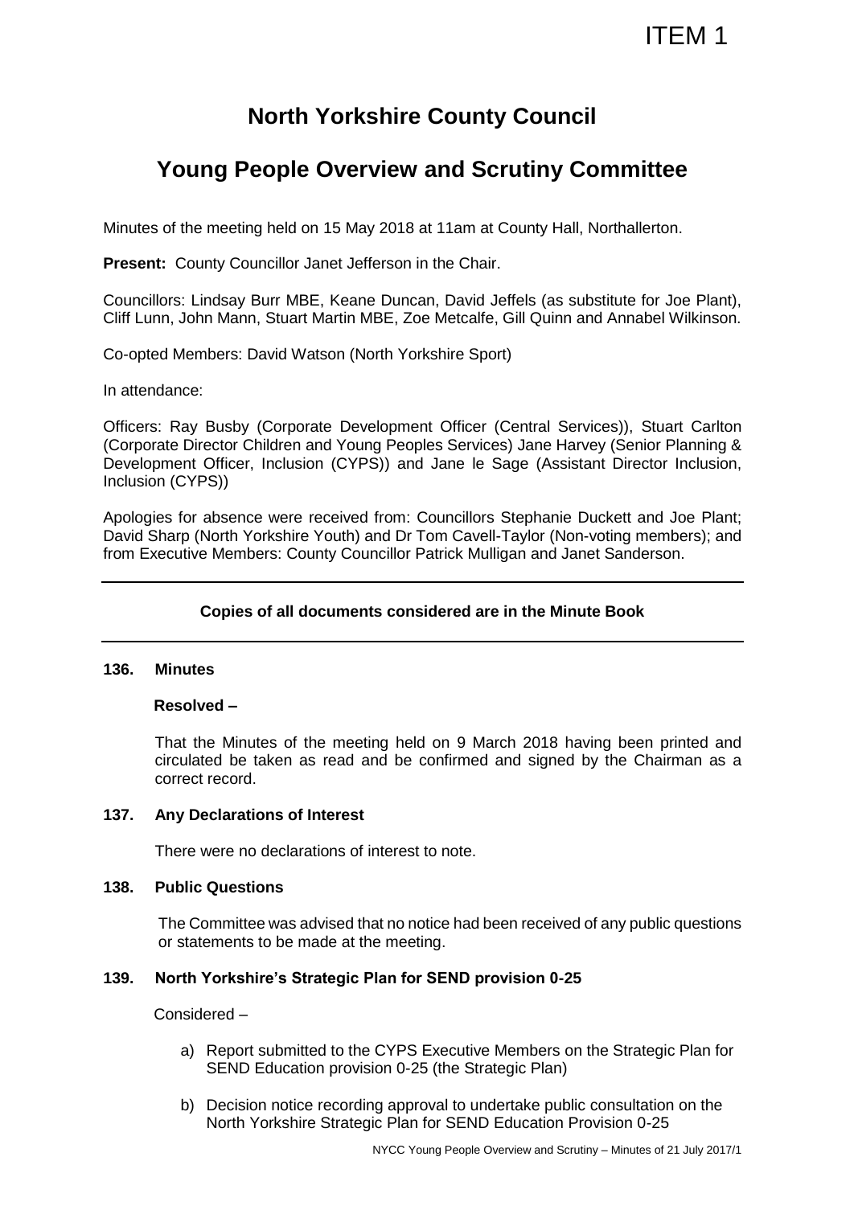ITEM 1

# North Yorkshire County Council

## Young People Overview and Scrutiny Committee

Minutes of the meeting held on 15 May 2018 at 11am at County Hall, Northallerton.

**Present:** County Councillor Janet Jefferson in the Chair.

Councillors: Lindsay Burr MBE, Keane Duncan, David Jeffels (as substitute for Joe Plant), Cliff Lunn, John Mann, Stuart Martin MBE, Zoe Metcalfe, Gill Quinn and Annabel Wilkinson.

Co-opted Members: David Watson (North Yorkshire Sport)

In attendance:

Officers: Ray Busby (Corporate Development Officer (Central Services)), Stuart Carlton (Corporate Director Children and Young Peoples Services) Jane Harvey (Senior Planning & Development Officer, Inclusion (CYPS)) and Jane le Sage (Assistant Director Inclusion, Inclusion (CYPS))

Apologies for absence were received from: Councillors Stephanie Duckett and Joe Plant; David Sharp (North Yorkshire Youth) and Dr Tom Cavell-Taylor (Non-voting members); and from Executive Members: County Councillor Patrick Mulligan and Janet Sanderson.

---

**Copies of all documents considered are in the Minute Book**

---

**136. Minutes**

**Resolved –**

That the Minutes of the meeting held on 9 March 2018 having been printed and circulated be taken as read and be confirmed and signed by the Chairman as a correct record.

**137. Any Declarations of Interest**

There were no declarations of interest to note.

**138. Public Questions**

The Committee was advised that no notice had been received of any public questions or statements to be made at the meeting.

**139. North Yorkshire's Strategic Plan for SEND provision 0-25**

Considered –

a) Report submitted to the CYPS Executive Members on the Strategic Plan for SEND Education provision 0-25 (the Strategic Plan)

b) Decision notice recording approval to undertake public consultation on the North Yorkshire Strategic Plan for SEND Education Provision 0-25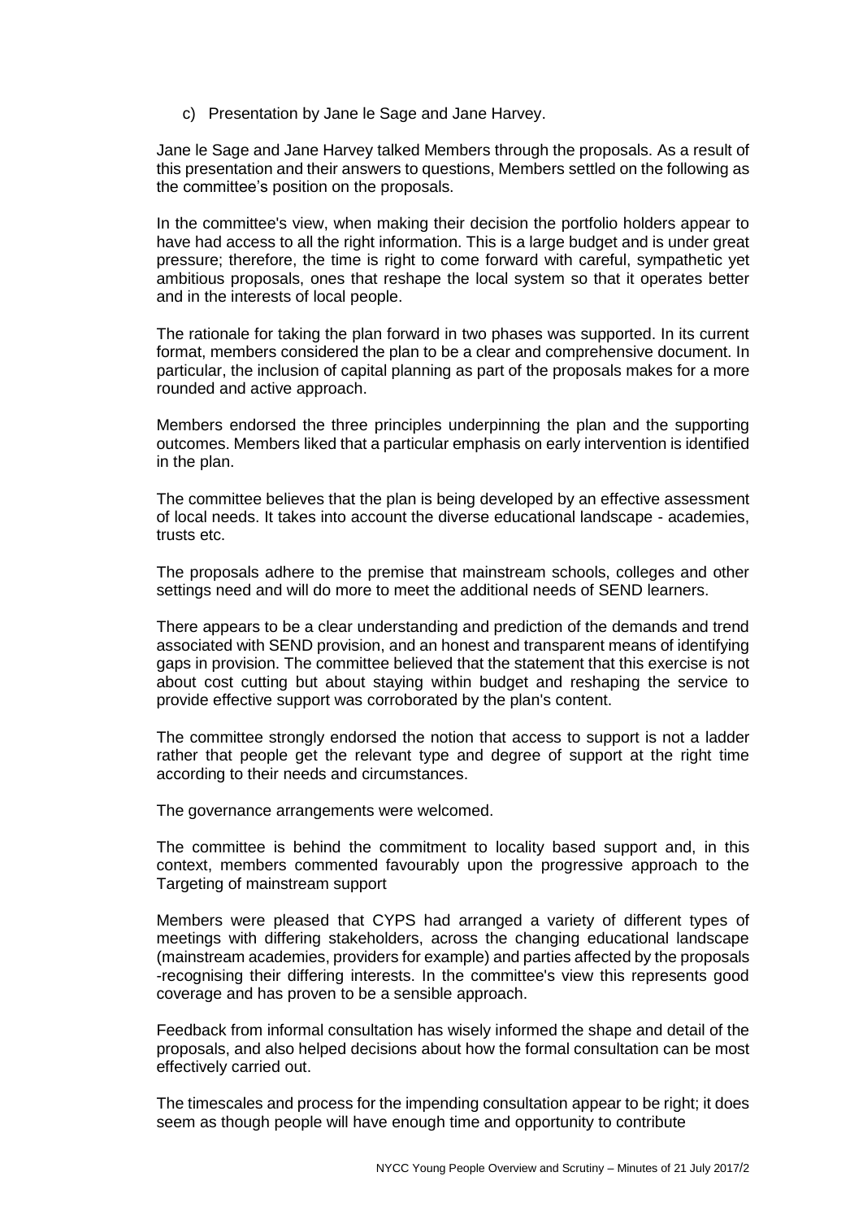c) Presentation by Jane le Sage and Jane Harvey.

Jane le Sage and Jane Harvey talked Members through the proposals. As a result of this presentation and their answers to questions, Members settled on the following as the committee's position on the proposals.

In the committee's view, when making their decision the portfolio holders appear to have had access to all the right information. This is a large budget and is under great pressure; therefore, the time is right to come forward with careful, sympathetic yet ambitious proposals, ones that reshape the local system so that it operates better and in the interests of local people.

The rationale for taking the plan forward in two phases was supported. In its current format, members considered the plan to be a clear and comprehensive document. In particular, the inclusion of capital planning as part of the proposals makes for a more rounded and active approach.

Members endorsed the three principles underpinning the plan and the supporting outcomes. Members liked that a particular emphasis on early intervention is identified in the plan.

The committee believes that the plan is being developed by an effective assessment of local needs. It takes into account the diverse educational landscape - academies, trusts etc.

The proposals adhere to the premise that mainstream schools, colleges and other settings need and will do more to meet the additional needs of SEND learners.

There appears to be a clear understanding and prediction of the demands and trend associated with SEND provision, and an honest and transparent means of identifying gaps in provision. The committee believed that the statement that this exercise is not about cost cutting but about staying within budget and reshaping the service to provide effective support was corroborated by the plan's content.

The committee strongly endorsed the notion that access to support is not a ladder rather that people get the relevant type and degree of support at the right time according to their needs and circumstances.

The governance arrangements were welcomed.

The committee is behind the commitment to locality based support and, in this context, members commented favourably upon the progressive approach to the Targeting of mainstream support

Members were pleased that CYPS had arranged a variety of different types of meetings with differing stakeholders, across the changing educational landscape (mainstream academies, providers for example) and parties affected by the proposals -recognising their differing interests. In the committee's view this represents good coverage and has proven to be a sensible approach.

Feedback from informal consultation has wisely informed the shape and detail of the proposals, and also helped decisions about how the formal consultation can be most effectively carried out.

The timescales and process for the impending consultation appear to be right; it does seem as though people will have enough time and opportunity to contribute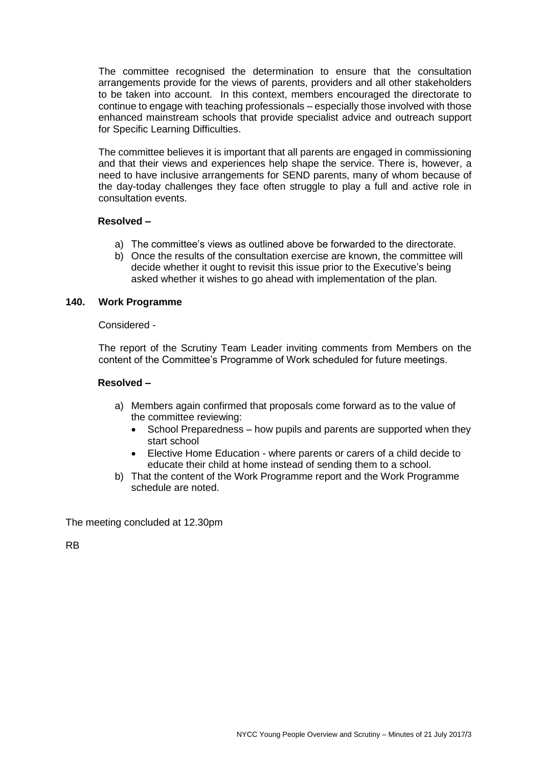The committee recognised the determination to ensure that the consultation arrangements provide for the views of parents, providers and all other stakeholders to be taken into account. In this context, members encouraged the directorate to continue to engage with teaching professionals – especially those involved with those enhanced mainstream schools that provide specialist advice and outreach support for Specific Learning Difficulties.

The committee believes it is important that all parents are engaged in commissioning and that their views and experiences help shape the service. There is, however, a need to have inclusive arrangements for SEND parents, many of whom because of the day-today challenges they face often struggle to play a full and active role in consultation events.

**Resolved –**

a) The committee's views as outlined above be forwarded to the directorate.
b) Once the results of the consultation exercise are known, the committee will decide whether it ought to revisit this issue prior to the Executive's being asked whether it wishes to go ahead with implementation of the plan.

### 140. Work Programme

Considered -

The report of the Scrutiny Team Leader inviting comments from Members on the content of the Committee's Programme of Work scheduled for future meetings.

**Resolved –**

a) Members again confirmed that proposals come forward as to the value of the committee reviewing:
   - School Preparedness – how pupils and parents are supported when they start school
   - Elective Home Education - where parents or carers of a child decide to educate their child at home instead of sending them to a school.
b) That the content of the Work Programme report and the Work Programme schedule are noted.

The meeting concluded at 12.30pm

RB